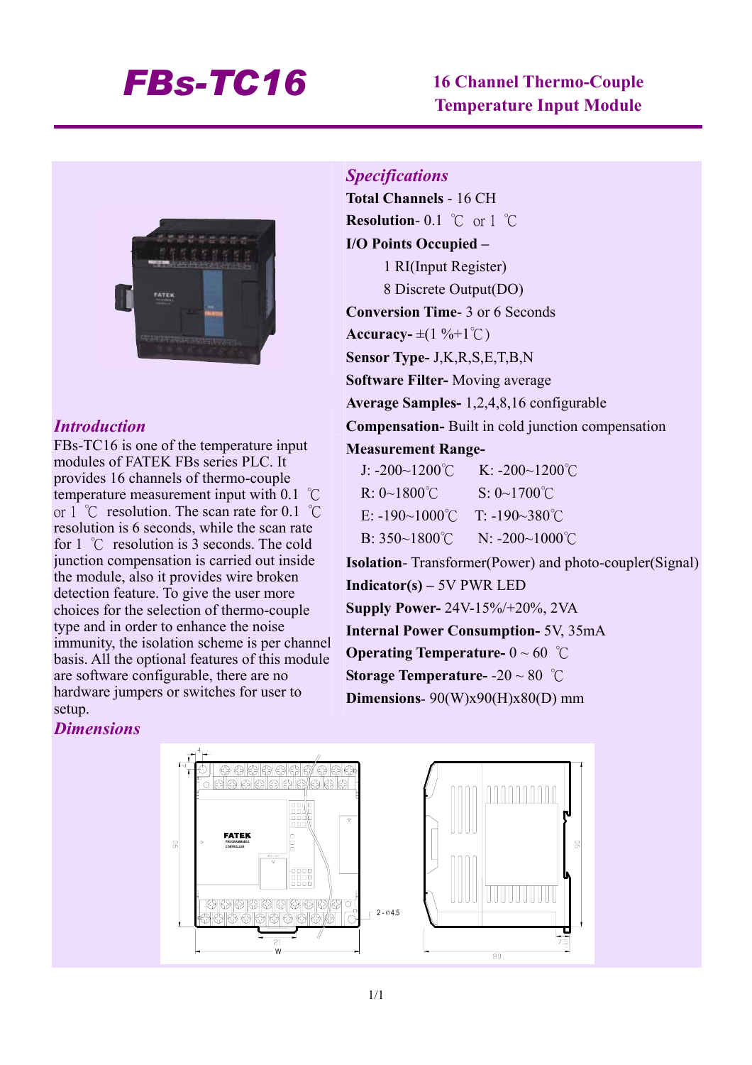# FBs-TC16

## 16 Channel Thermo-Couple Temperature Input Module

### *Introduction*

FBs-TC16 is one of the temperature input modules of FATEK FBs series PLC. It provides 16 channels of thermo-couple temperature measurement input with 0.1 ℃ or 1 ℃ resolution. The scan rate for 0.1 ℃ resolution is 6 seconds, while the scan rate for 1 ℃ resolution is 3 seconds. The cold junction compensation is carried out inside the module, also it provides wire broken detection feature. To give the user more choices for the selection of thermo-couple type and in order to enhance the noise immunity, the isolation scheme is per channel basis. All the optional features of this module are software configurable, there are no hardware jumpers or switches for user to setup.

### *Specifications*

**Total Channels** - 16 CH

**Resolution**- 0.1 ℃ or 1 ℃

**I/O Points Occupied –**

- 1 RI(Input Register)
- 8 Discrete Output(DO)

**Conversion Time**- 3 or 6 Seconds

**Accuracy-** ±(1 %+1℃)

**Sensor Type-** J,K,R,S,E,T,B,N

**Software Filter-** Moving average

**Average Samples-** 1,2,4,8,16 configurable

**Compensation-** Built in cold junction compensation

**Measurement Range-**

| | |
|---|---|
| J: -200~1200℃ | K: -200~1200℃ |
| R: 0~1800℃ | S: 0~1700℃ |
| E: -190~1000℃ | T: -190~380℃ |
| B: 350~1800℃ | N: -200~1000℃ |

**Isolation**- Transformer(Power) and photo-coupler(Signal)

**Indicator(s) –** 5V PWR LED

**Supply Power-** 24V-15%/+20%, 2VA

**Internal Power Consumption-** 5V, 35mA

**Operating Temperature-** 0 ~ 60 ℃

**Storage Temperature-** -20 ~ 80 ℃

**Dimensions**- 90(W)x90(H)x80(D) mm

### *Dimensions*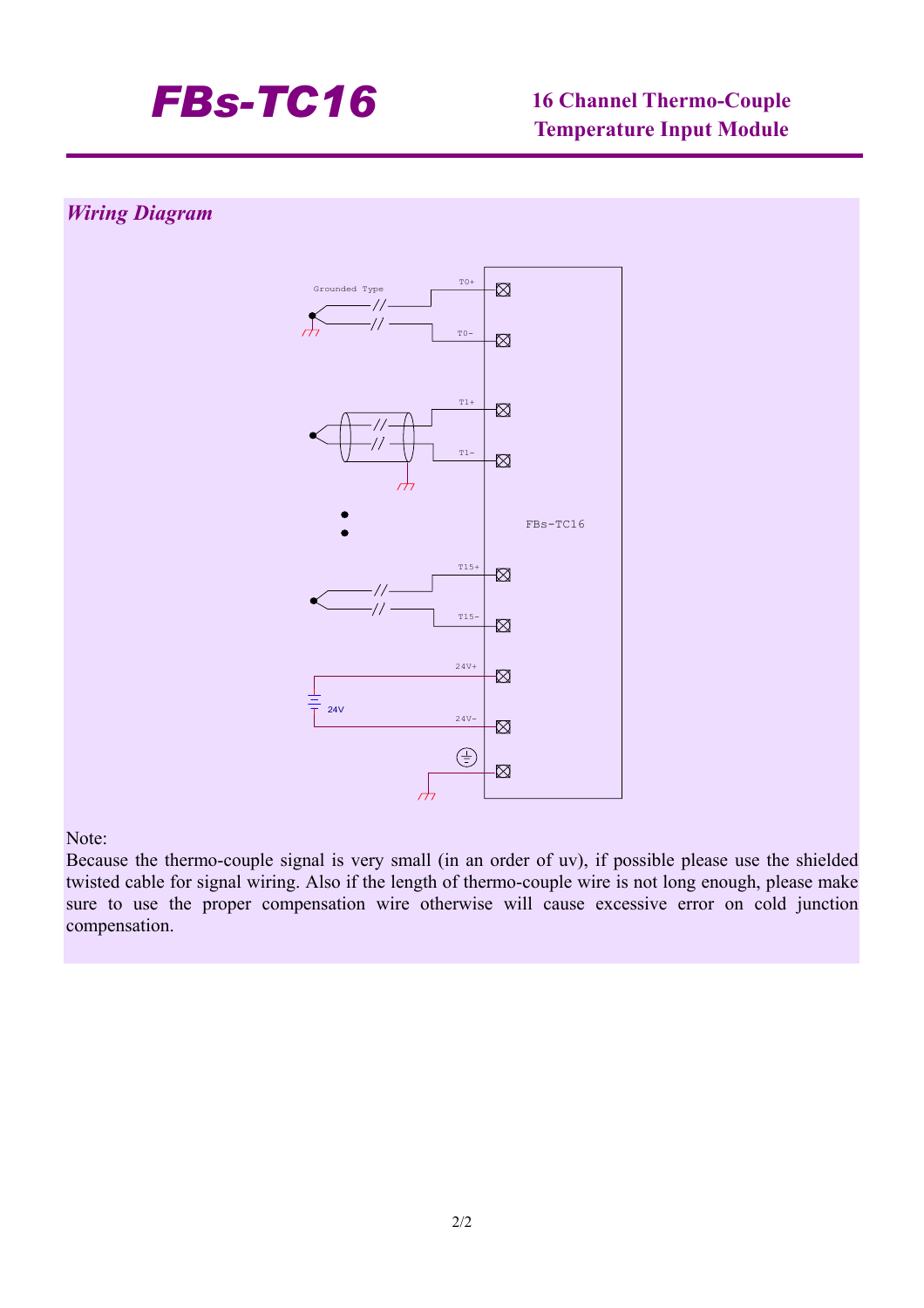# FBs-TC16

**16 Channel Thermo-Couple Temperature Input Module**

## *Wiring Diagram*

Note:

Because the thermo-couple signal is very small (in an order of uv), if possible please use the shielded twisted cable for signal wiring. Also if the length of thermo-couple wire is not long enough, please make sure to use the proper compensation wire otherwise will cause excessive error on cold junction compensation.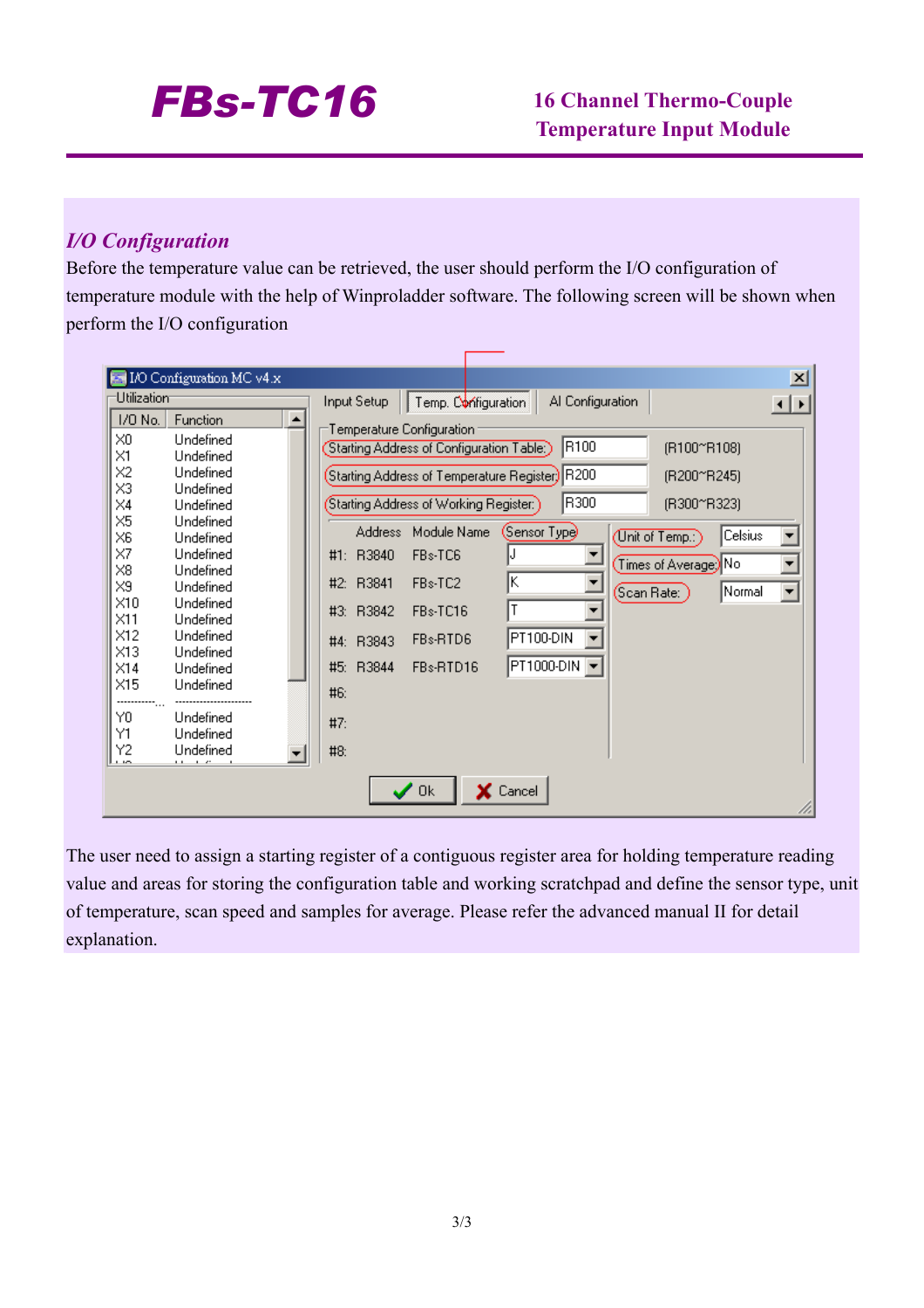## *I/O Configuration*

Before the temperature value can be retrieved, the user should perform the I/O configuration of temperature module with the help of Winproladder software. The following screen will be shown when perform the I/O configuration

The user need to assign a starting register of a contiguous register area for holding temperature reading value and areas for storing the configuration table and working scratchpad and define the sensor type, unit of temperature, scan speed and samples for average. Please refer the advanced manual II for detail explanation.